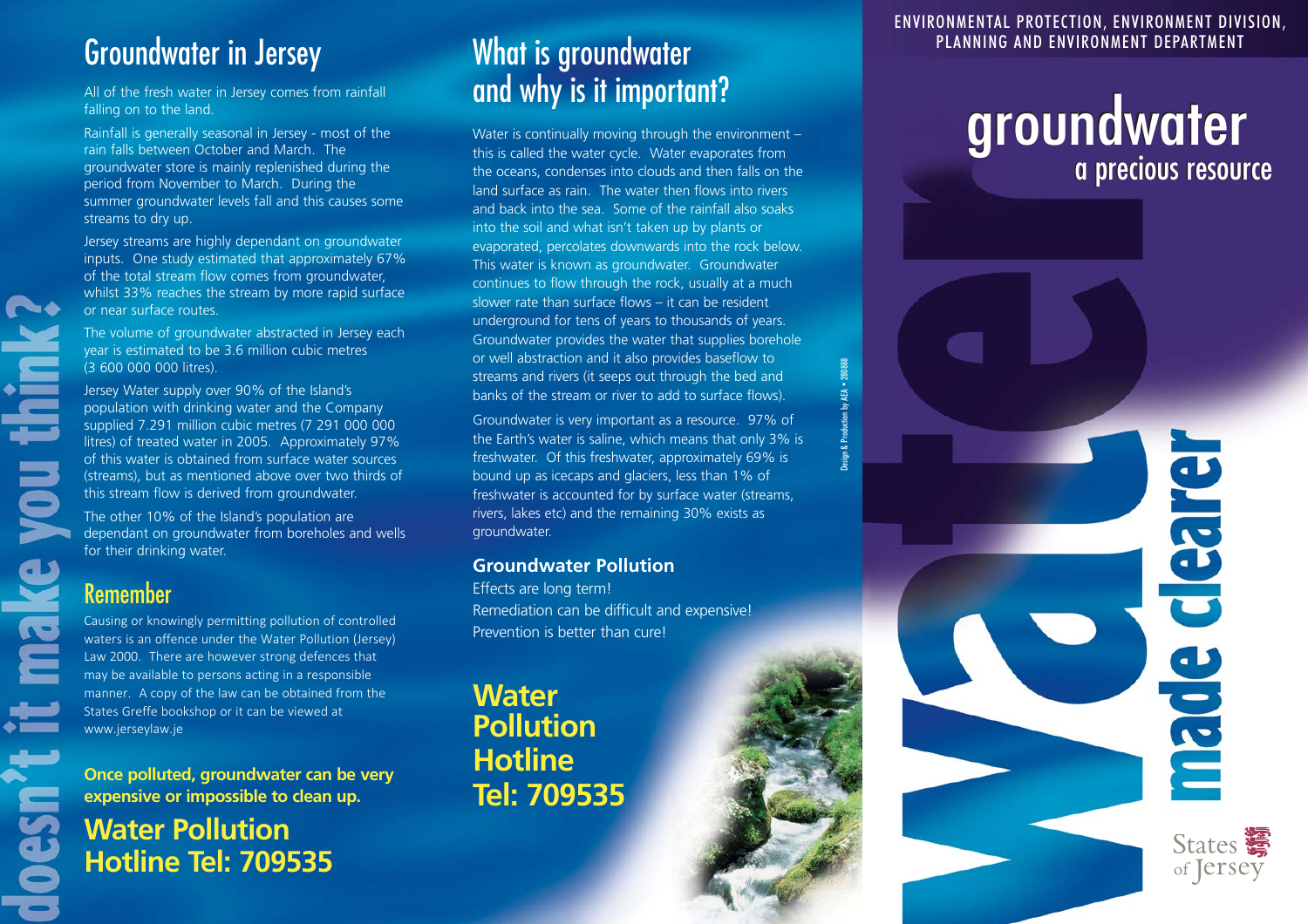# Groundwater in Jersey

All of the fresh water in Jersey comes from rainfall falling on to the land.

Rainfall is generally seasonal in Jersey - most of the rain falls between October and March. The groundwater store is mainly replenished during the period from November to March. During the summer groundwater levels fall and this causes some streams to dry up.

Jersey streams are highly dependant on groundwater inputs. One study estimated that approximately 67% of the total stream flow comes from groundwater, whilst 33% reaches the stream by more rapid surface or near surface routes.

The volume of groundwater abstracted in Jersey each year is estimated to be 3.6 million cubic metres (3 600 000 000 litres).

Jersey Water supply over 90% of the Island's population with drinking water and the Company supplied 7.291 million cubic metres (7 291 000 000 litres) of treated water in 2005. Approximately 97% of this water is obtained from surface water sources (streams), but as mentioned above over two thirds of this stream flow is derived from groundwater.

The other 10% of the Island's population are dependant on groundwater from boreholes and wells for their drinking water.

## Remember

Causing or knowingly permitting pollution of controlled waters is an offence under the Water Pollution (Jersey) Law 2000. There are however strong defences that may be available to persons acting in a responsible manner. A copy of the law can be obtained from the States Greffe bookshop or it can be viewed at www.jerseylaw.je

**Once polluted, groundwater can be very expensive or impossible to clean up.**

**Water Pollution Hotline Tel: 709535**

doesn't it make you think?

# What is groundwater and why is it important?

Water is continually moving through the environment – this is called the water cycle. Water evaporates from the oceans, condenses into clouds and then falls on the land surface as rain. The water then flows into rivers and back into the sea. Some of the rainfall also soaks into the soil and what isn't taken up by plants or evaporated, percolates downwards into the rock below. This water is known as groundwater. Groundwater continues to flow through the rock, usually at a much slower rate than surface flows – it can be resident underground for tens of years to thousands of years. Groundwater provides the water that supplies borehole or well abstraction and it also provides baseflow to streams and rivers (it seeps out through the bed and banks of the stream or river to add to surface flows).

Groundwater is very important as a resource. 97% of the Earth's water is saline, which means that only 3% is freshwater. Of this freshwater, approximately 69% is bound up as icecaps and glaciers, less than 1% of freshwater is accounted for by surface water (streams, rivers, lakes etc) and the remaining 30% exists as groundwater.

### Groundwater Pollution

Effects are long term!
Remediation can be difficult and expensive!
Prevention is better than cure!

**Water Pollution Hotline Tel: 709535**

Design & Production by AEA • 280688

ENVIRONMENTAL PROTECTION, ENVIRONMENT DIVISION, PLANNING AND ENVIRONMENT DEPARTMENT

# groundwater

## a precious resource

water made clearer

States of Jersey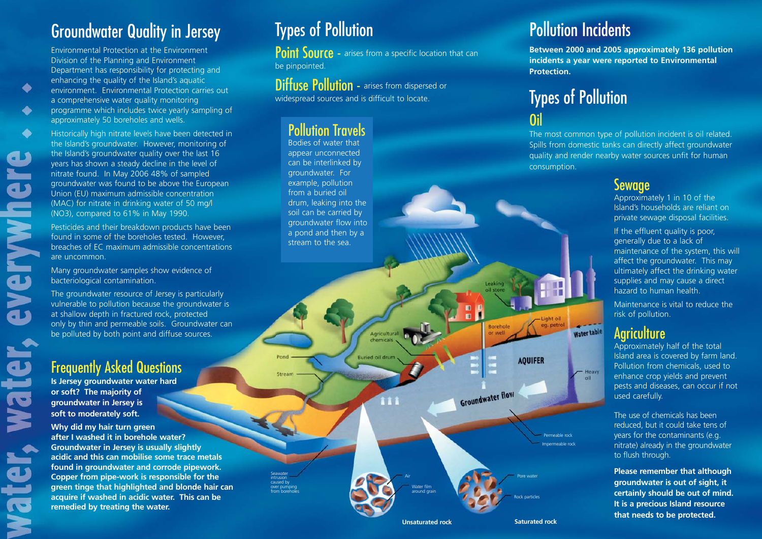# Groundwater Quality in Jersey

Environmental Protection at the Environment Division of the Planning and Environment Department has responsibility for protecting and enhancing the quality of the Island's aquatic environment. Environmental Protection carries out a comprehensive water quality monitoring programme which includes twice yearly sampling of approximately 50 boreholes and wells.

Historically high nitrate levels have been detected in the Island's groundwater. However, monitoring of the Island's groundwater quality over the last 16 years has shown a steady decline in the level of nitrate found. In May 2006 48% of sampled groundwater was found to be above the European Union (EU) maximum admissible concentration (MAC) for nitrate in drinking water of 50 mg/l ($NO_3$), compared to 61% in May 1990.

Pesticides and their breakdown products have been found in some of the boreholes tested. However, breaches of EC maximum admissible concentrations are uncommon.

Many groundwater samples show evidence of bacteriological contamination.

The groundwater resource of Jersey is particularly vulnerable to pollution because the groundwater is at shallow depth in fractured rock, protected only by thin and permeable soils. Groundwater can be polluted by both point and diffuse sources.

## Frequently Asked Questions

**Is Jersey groundwater water hard or soft? The majority of groundwater in Jersey is soft to moderately soft.**

**Why did my hair turn green after I washed it in borehole water? Groundwater in Jersey is usually slightly acidic and this can mobilise some trace metals found in groundwater and corrode pipework. Copper from pipe-work is responsible for the green tinge that highlighted and blonde hair can acquire if washed in acidic water. This can be remedied by treating the water.**

# Types of Pollution

**Point Source** - arises from a specific location that can be pinpointed.

**Diffuse Pollution** - arises from dispersed or widespread sources and is difficult to locate.

## Pollution Travels

Bodies of water that appear unconnected can be interlinked by groundwater. For example, pollution from a buried oil drum, leaking into the soil can be carried by groundwater flow into a pond and then by a stream to the sea.

Leaking oil store
Borehole or well
Light oil eg. petrol
Water table
Agricultural chemicals
AQUIFER
Pond
Buried oil drum
Heavy oil
Stream
Groundwater flow
Permeable rock
Impermeable rock
Seawater intrusion caused by over pumping from boreholes
Air
Water film around grain
Pore water
Rock particles
Unsaturated rock
Saturated rock

# Pollution Incidents

**Between 2000 and 2005 approximately 136 pollution incidents a year were reported to Environmental Protection.**

# Types of Pollution

## Oil

The most common type of pollution incident is oil related. Spills from domestic tanks can directly affect groundwater quality and render nearby water sources unfit for human consumption.

## Sewage

Approximately 1 in 10 of the Island's households are reliant on private sewage disposal facilities.

If the effluent quality is poor, generally due to a lack of maintenance of the system, this will affect the groundwater. This may ultimately affect the drinking water supplies and may cause a direct hazard to human health.

Maintenance is vital to reduce the risk of pollution.

## Agriculture

Approximately half of the total Island area is covered by farm land. Pollution from chemicals, used to enhance crop yields and prevent pests and diseases, can occur if not used carefully.

The use of chemicals has been reduced, but it could take tens of years for the contaminants (e.g. nitrate) already in the groundwater to flush through.

**Please remember that although groundwater is out of sight, it certainly should be out of mind. It is a precious Island resource that needs to be protected.**

water, water, everywhere